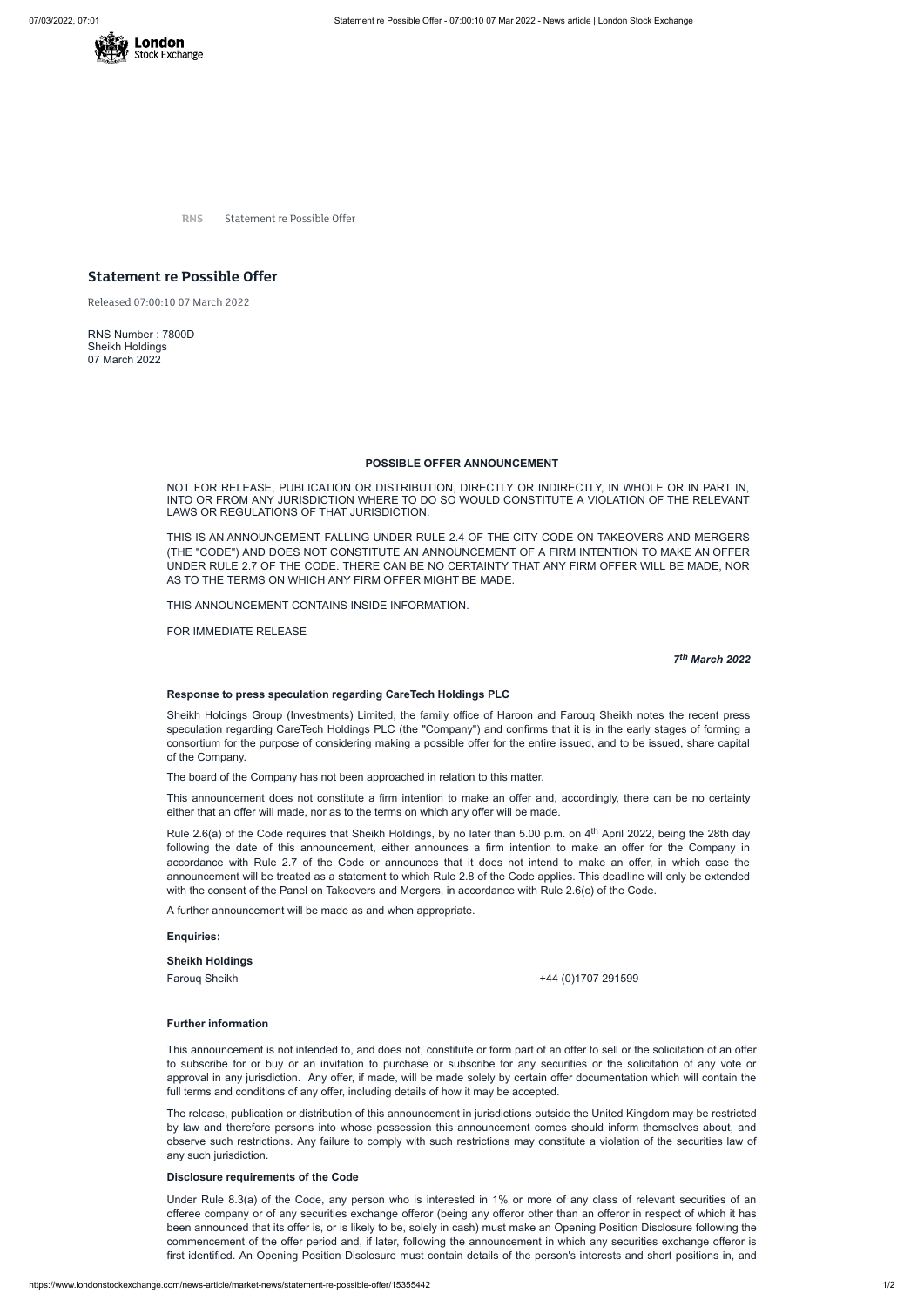RNS Statement re Possible Offer

# Statement re Possible Offer

Released 07:00:10 07 March 2022

RNS Number : 7800D
Sheikh Holdings
07 March 2022

**POSSIBLE OFFER ANNOUNCEMENT**

NOT FOR RELEASE, PUBLICATION OR DISTRIBUTION, DIRECTLY OR INDIRECTLY, IN WHOLE OR IN PART IN, INTO OR FROM ANY JURISDICTION WHERE TO DO SO WOULD CONSTITUTE A VIOLATION OF THE RELEVANT LAWS OR REGULATIONS OF THAT JURISDICTION.

THIS IS AN ANNOUNCEMENT FALLING UNDER RULE 2.4 OF THE CITY CODE ON TAKEOVERS AND MERGERS (THE "CODE") AND DOES NOT CONSTITUTE AN ANNOUNCEMENT OF A FIRM INTENTION TO MAKE AN OFFER UNDER RULE 2.7 OF THE CODE. THERE CAN BE NO CERTAINTY THAT ANY FIRM OFFER WILL BE MADE, NOR AS TO THE TERMS ON WHICH ANY FIRM OFFER MIGHT BE MADE.

THIS ANNOUNCEMENT CONTAINS INSIDE INFORMATION.

FOR IMMEDIATE RELEASE

***7th March 2022***

**Response to press speculation regarding CareTech Holdings PLC**

Sheikh Holdings Group (Investments) Limited, the family office of Haroon and Farouq Sheikh notes the recent press speculation regarding CareTech Holdings PLC (the "Company") and confirms that it is in the early stages of forming a consortium for the purpose of considering making a possible offer for the entire issued, and to be issued, share capital of the Company.

The board of the Company has not been approached in relation to this matter.

This announcement does not constitute a firm intention to make an offer and, accordingly, there can be no certainty either that an offer will made, nor as to the terms on which any offer will be made.

Rule 2.6(a) of the Code requires that Sheikh Holdings, by no later than 5.00 p.m. on 4th April 2022, being the 28th day following the date of this announcement, either announces a firm intention to make an offer for the Company in accordance with Rule 2.7 of the Code or announces that it does not intend to make an offer, in which case the announcement will be treated as a statement to which Rule 2.8 of the Code applies. This deadline will only be extended with the consent of the Panel on Takeovers and Mergers, in accordance with Rule 2.6(c) of the Code.

A further announcement will be made as and when appropriate.

**Enquiries:**

**Sheikh Holdings**

Farouq Sheikh +44 (0)1707 291599

**Further information**

This announcement is not intended to, and does not, constitute or form part of an offer to sell or the solicitation of an offer to subscribe for or buy or an invitation to purchase or subscribe for any securities or the solicitation of any vote or approval in any jurisdiction. Any offer, if made, will be made solely by certain offer documentation which will contain the full terms and conditions of any offer, including details of how it may be accepted.

The release, publication or distribution of this announcement in jurisdictions outside the United Kingdom may be restricted by law and therefore persons into whose possession this announcement comes should inform themselves about, and observe such restrictions. Any failure to comply with such restrictions may constitute a violation of the securities law of any such jurisdiction.

**Disclosure requirements of the Code**

Under Rule 8.3(a) of the Code, any person who is interested in 1% or more of any class of relevant securities of an offeree company or of any securities exchange offeror (being any offeror other than an offeror in respect of which it has been announced that its offer is, or is likely to be, solely in cash) must make an Opening Position Disclosure following the commencement of the offer period and, if later, following the announcement in which any securities exchange offeror is first identified. An Opening Position Disclosure must contain details of the person's interests and short positions in, and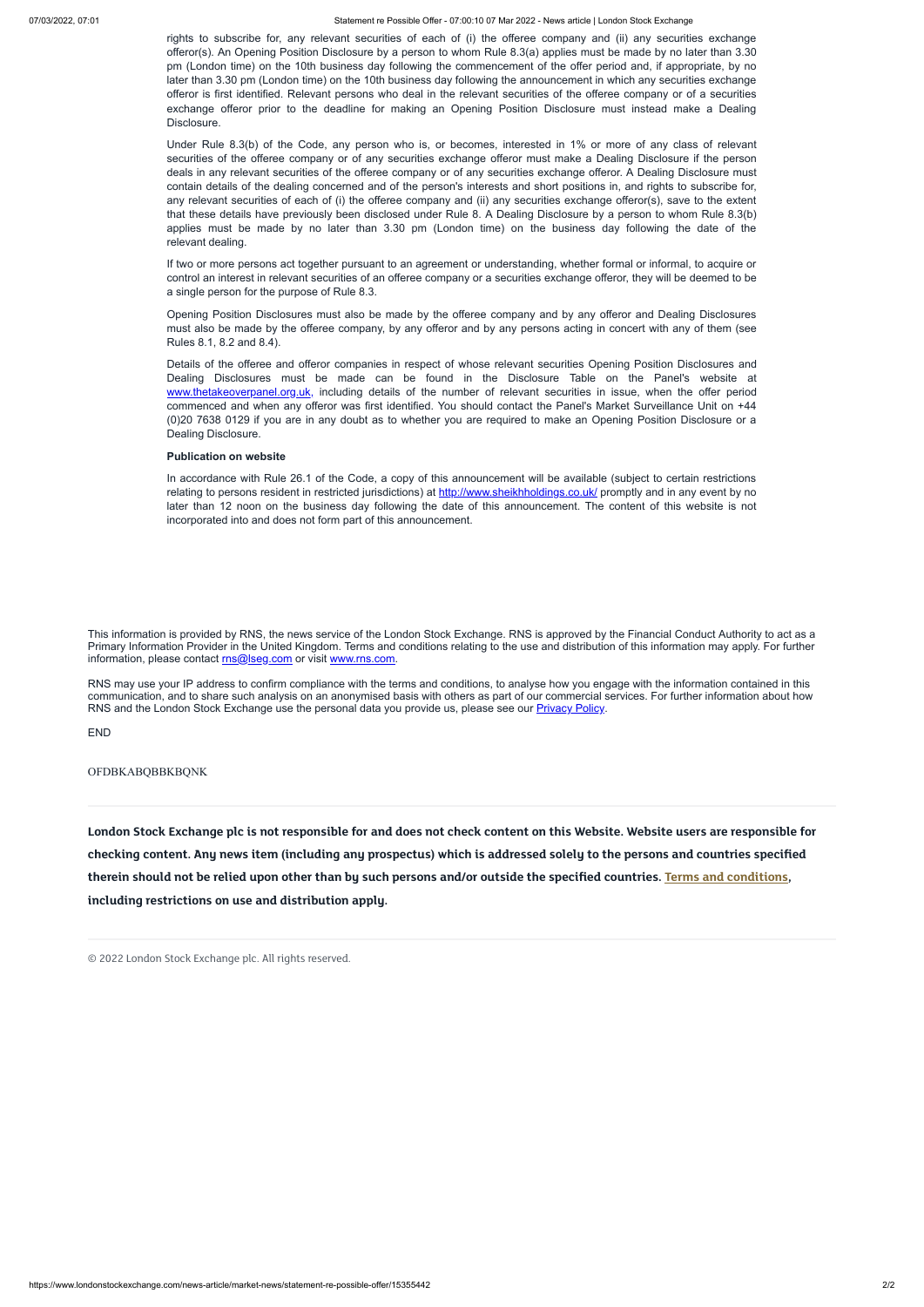rights to subscribe for, any relevant securities of each of (i) the offeree company and (ii) any securities exchange offeror(s). An Opening Position Disclosure by a person to whom Rule 8.3(a) applies must be made by no later than 3.30 pm (London time) on the 10th business day following the commencement of the offer period and, if appropriate, by no later than 3.30 pm (London time) on the 10th business day following the announcement in which any securities exchange offeror is first identified. Relevant persons who deal in the relevant securities of the offeree company or of a securities exchange offeror prior to the deadline for making an Opening Position Disclosure must instead make a Dealing Disclosure.

Under Rule 8.3(b) of the Code, any person who is, or becomes, interested in 1% or more of any class of relevant securities of the offeree company or of any securities exchange offeror must make a Dealing Disclosure if the person deals in any relevant securities of the offeree company or of any securities exchange offeror. A Dealing Disclosure must contain details of the dealing concerned and of the person's interests and short positions in, and rights to subscribe for, any relevant securities of each of (i) the offeree company and (ii) any securities exchange offeror(s), save to the extent that these details have previously been disclosed under Rule 8. A Dealing Disclosure by a person to whom Rule 8.3(b) applies must be made by no later than 3.30 pm (London time) on the business day following the date of the relevant dealing.

If two or more persons act together pursuant to an agreement or understanding, whether formal or informal, to acquire or control an interest in relevant securities of an offeree company or a securities exchange offeror, they will be deemed to be a single person for the purpose of Rule 8.3.

Opening Position Disclosures must also be made by the offeree company and by any offeror and Dealing Disclosures must also be made by the offeree company, by any offeror and by any persons acting in concert with any of them (see Rules 8.1, 8.2 and 8.4).

Details of the offeree and offeror companies in respect of whose relevant securities Opening Position Disclosures and Dealing Disclosures must be made can be found in the Disclosure Table on the Panel's website at www.thetakeoverpanel.org.uk, including details of the number of relevant securities in issue, when the offer period commenced and when any offeror was first identified. You should contact the Panel's Market Surveillance Unit on +44 (0)20 7638 0129 if you are in any doubt as to whether you are required to make an Opening Position Disclosure or a Dealing Disclosure.

**Publication on website**

In accordance with Rule 26.1 of the Code, a copy of this announcement will be available (subject to certain restrictions relating to persons resident in restricted jurisdictions) at http://www.sheikhholdings.co.uk/ promptly and in any event by no later than 12 noon on the business day following the date of this announcement. The content of this website is not incorporated into and does not form part of this announcement.

This information is provided by RNS, the news service of the London Stock Exchange. RNS is approved by the Financial Conduct Authority to act as a Primary Information Provider in the United Kingdom. Terms and conditions relating to the use and distribution of this information may apply. For further information, please contact rns@lseg.com or visit www.rns.com.

RNS may use your IP address to confirm compliance with the terms and conditions, to analyse how you engage with the information contained in this communication, and to share such analysis on an anonymised basis with others as part of our commercial services. For further information about how RNS and the London Stock Exchange use the personal data you provide us, please see our Privacy Policy.

END

OFDBKABQBBKBQNK

**London Stock Exchange plc is not responsible for and does not check content on this Website. Website users are responsible for checking content. Any news item (including any prospectus) which is addressed solely to the persons and countries specified therein should not be relied upon other than by such persons and/or outside the specified countries. Terms and conditions, including restrictions on use and distribution apply.**

© 2022 London Stock Exchange plc. All rights reserved.